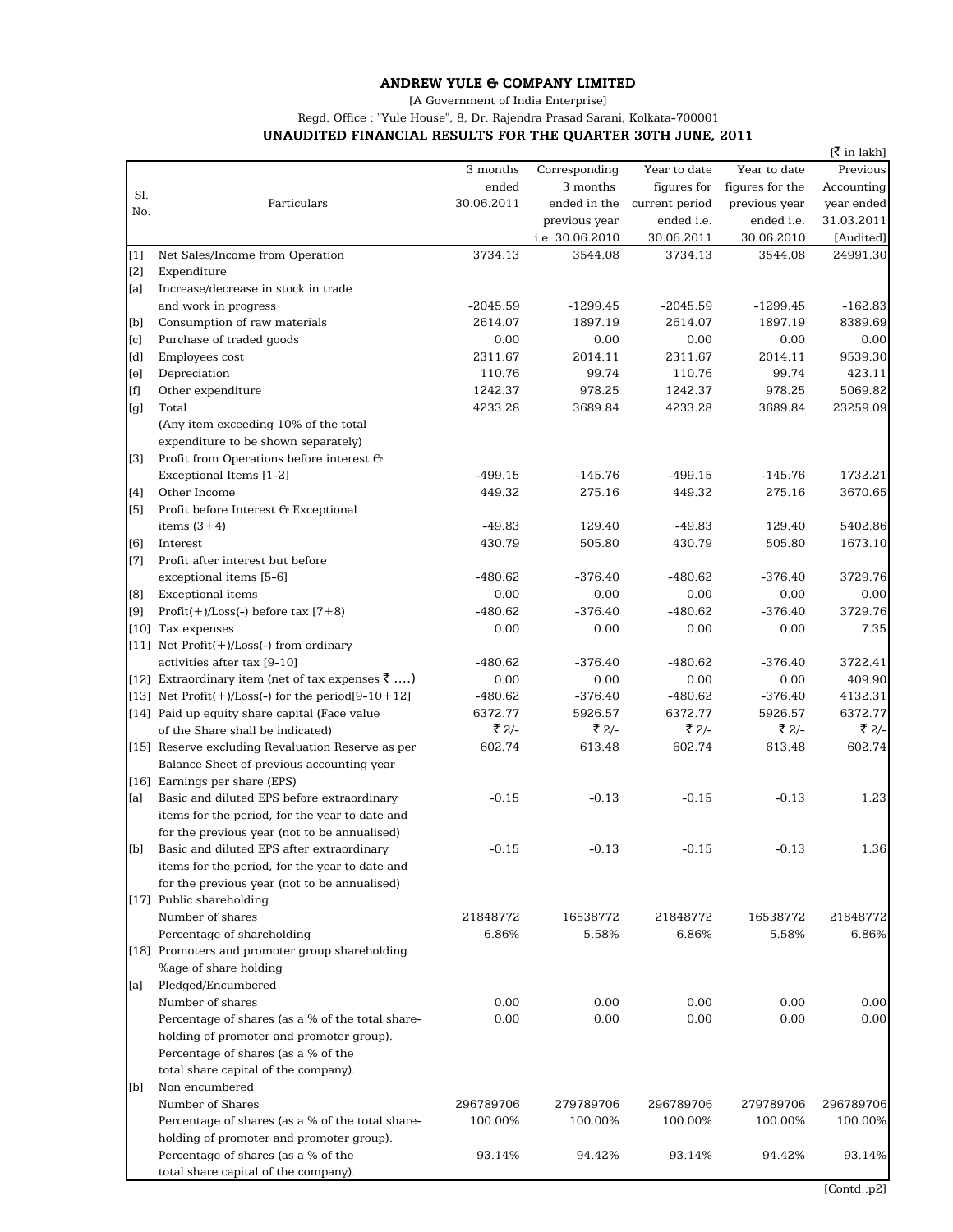# ANDREW YULE & COMPANY LIMITED

[A Government of India Enterprise]

Regd. Office : "Yule House", 8, Dr. Rajendra Prasad Sarani, Kolkata-700001

## UNAUDITED FINANCIAL RESULTS FOR THE QUARTER 30TH JUNE, 2011

[₹ in lakh]

| Sl. No. | Particulars | 3 months ended 30.06.2011 | Corresponding 3 months ended in the previous year i.e. 30.06.2010 | Year to date figures for current period ended i.e. 30.06.2011 | Year to date figures for the previous year ended i.e. 30.06.2010 | Previous Accounting year ended 31.03.2011 [Audited] |
|---|---|---|---|---|---|---|
| [1] | Net Sales/Income from Operation | 3734.13 | 3544.08 | 3734.13 | 3544.08 | 24991.30 |
| [2] | Expenditure | | | | | |
| [a] | Increase/decrease in stock in trade and work in progress | -2045.59 | -1299.45 | -2045.59 | -1299.45 | -162.83 |
| [b] | Consumption of raw materials | 2614.07 | 1897.19 | 2614.07 | 1897.19 | 8389.69 |
| [c] | Purchase of traded goods | 0.00 | 0.00 | 0.00 | 0.00 | 0.00 |
| [d] | Employees cost | 2311.67 | 2014.11 | 2311.67 | 2014.11 | 9539.30 |
| [e] | Depreciation | 110.76 | 99.74 | 110.76 | 99.74 | 423.11 |
| [f] | Other expenditure | 1242.37 | 978.25 | 1242.37 | 978.25 | 5069.82 |
| [g] | Total | 4233.28 | 3689.84 | 4233.28 | 3689.84 | 23259.09 |
| | (Any item exceeding 10% of the total expenditure to be shown separately) | | | | | |
| [3] | Profit from Operations before interest & Exceptional Items [1-2] | -499.15 | -145.76 | -499.15 | -145.76 | 1732.21 |
| [4] | Other Income | 449.32 | 275.16 | 449.32 | 275.16 | 3670.65 |
| [5] | Profit before Interest & Exceptional items (3+4) | -49.83 | 129.40 | -49.83 | 129.40 | 5402.86 |
| [6] | Interest | 430.79 | 505.80 | 430.79 | 505.80 | 1673.10 |
| [7] | Profit after interest but before exceptional items [5-6] | -480.62 | -376.40 | -480.62 | -376.40 | 3729.76 |
| [8] | Exceptional items | 0.00 | 0.00 | 0.00 | 0.00 | 0.00 |
| [9] | Profit(+)/Loss(-) before tax [7+8) | -480.62 | -376.40 | -480.62 | -376.40 | 3729.76 |
| [10] | Tax expenses | 0.00 | 0.00 | 0.00 | 0.00 | 7.35 |
| [11] | Net Profit(+)/Loss(-) from ordinary activities after tax [9-10] | -480.62 | -376.40 | -480.62 | -376.40 | 3722.41 |
| [12] | Extraordinary item (net of tax expenses ₹ ....) | 0.00 | 0.00 | 0.00 | 0.00 | 409.90 |
| [13] | Net Profit(+)/Loss(-) for the period[9-10+12] | -480.62 | -376.40 | -480.62 | -376.40 | 4132.31 |
| [14] | Paid up equity share capital (Face value of the Share shall be indicated) | 6372.77<br>₹ 2/- | 5926.57<br>₹ 2/- | 6372.77<br>₹ 2/- | 5926.57<br>₹ 2/- | 6372.77<br>₹ 2/- |
| [15] | Reserve excluding Revaluation Reserve as per Balance Sheet of previous accounting year | 602.74 | 613.48 | 602.74 | 613.48 | 602.74 |
| [16] | Earnings per share (EPS) | | | | | |
| [a] | Basic and diluted EPS before extraordinary items for the period, for the year to date and for the previous year (not to be annualised) | -0.15 | -0.13 | -0.15 | -0.13 | 1.23 |
| [b] | Basic and diluted EPS after extraordinary items for the period, for the year to date and for the previous year (not to be annualised) | -0.15 | -0.13 | -0.15 | -0.13 | 1.36 |
| [17] | Public shareholding | | | | | |
| | Number of shares | 21848772 | 16538772 | 21848772 | 16538772 | 21848772 |
| | Percentage of shareholding | 6.86% | 5.58% | 6.86% | 5.58% | 6.86% |
| [18] | Promoters and promoter group shareholding %age of share holding | | | | | |
| [a] | Pledged/Encumbered | | | | | |
| | Number of shares | 0.00 | 0.00 | 0.00 | 0.00 | 0.00 |
| | Percentage of shares (as a % of the total share-holding of promoter and promoter group). | 0.00 | 0.00 | 0.00 | 0.00 | 0.00 |
| | Percentage of shares (as a % of the total share capital of the company). | | | | | |
| [b] | Non encumbered | | | | | |
| | Number of Shares | 296789706 | 279789706 | 296789706 | 279789706 | 296789706 |
| | Percentage of shares (as a % of the total share-holding of promoter and promoter group). | 100.00% | 100.00% | 100.00% | 100.00% | 100.00% |
| | Percentage of shares (as a % of the total share capital of the company). | 93.14% | 94.42% | 93.14% | 94.42% | 93.14% |

[Contd..p2]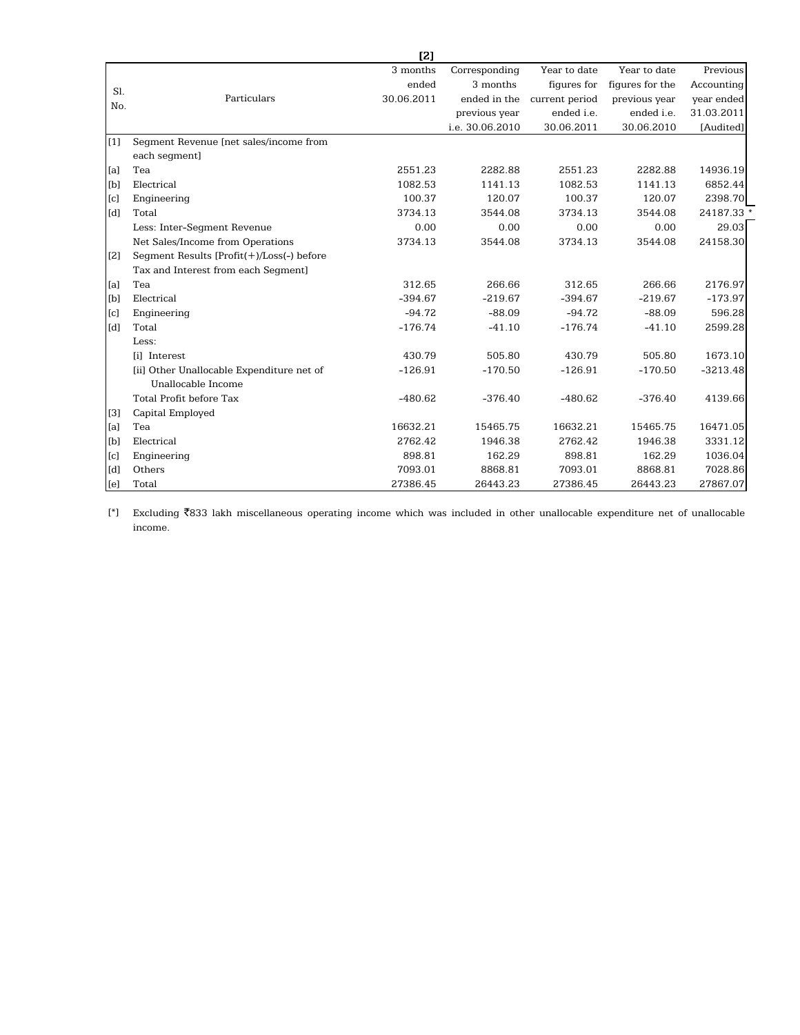**[2]**

| Sl. No. | Particulars | 3 months ended 30.06.2011 | Corresponding 3 months ended in the previous year i.e. 30.06.2010 | Year to date figures for current period ended i.e. 30.06.2011 | Year to date figures for the previous year ended i.e. 30.06.2010 | Previous Accounting year ended 31.03.2011 [Audited] |
|---|---|---|---|---|---|---|
| [1] | Segment Revenue [net sales/income from each segment] | | | | | |
| [a] | Tea | 2551.23 | 2282.88 | 2551.23 | 2282.88 | 14936.19 |
| [b] | Electrical | 1082.53 | 1141.13 | 1082.53 | 1141.13 | 6852.44 |
| [c] | Engineering | 100.37 | 120.07 | 100.37 | 120.07 | 2398.70 |
| [d] | Total | 3734.13 | 3544.08 | 3734.13 | 3544.08 | 24187.33 * |
| | Less: Inter-Segment Revenue | 0.00 | 0.00 | 0.00 | 0.00 | 29.03 |
| | Net Sales/Income from Operations | 3734.13 | 3544.08 | 3734.13 | 3544.08 | 24158.30 |
| [2] | Segment Results [Profit(+)/Loss(-) before Tax and Interest from each Segment] | | | | | |
| [a] | Tea | 312.65 | 266.66 | 312.65 | 266.66 | 2176.97 |
| [b] | Electrical | -394.67 | -219.67 | -394.67 | -219.67 | -173.97 |
| [c] | Engineering | -94.72 | -88.09 | -94.72 | -88.09 | 596.28 |
| [d] | Total | -176.74 | -41.10 | -176.74 | -41.10 | 2599.28 |
| | Less: | | | | | |
| | [i] Interest | 430.79 | 505.80 | 430.79 | 505.80 | 1673.10 |
| | [ii] Other Unallocable Expenditure net of Unallocable Income | -126.91 | -170.50 | -126.91 | -170.50 | -3213.48 |
| | Total Profit before Tax | -480.62 | -376.40 | -480.62 | -376.40 | 4139.66 |
| [3] | Capital Employed | | | | | |
| [a] | Tea | 16632.21 | 15465.75 | 16632.21 | 15465.75 | 16471.05 |
| [b] | Electrical | 2762.42 | 1946.38 | 2762.42 | 1946.38 | 3331.12 |
| [c] | Engineering | 898.81 | 162.29 | 898.81 | 162.29 | 1036.04 |
| [d] | Others | 7093.01 | 8868.81 | 7093.01 | 8868.81 | 7028.86 |
| [e] | Total | 27386.45 | 26443.23 | 27386.45 | 26443.23 | 27867.07 |

[*] Excluding ₹833 lakh miscellaneous operating income which was included in other unallocable expenditure net of unallocable income.